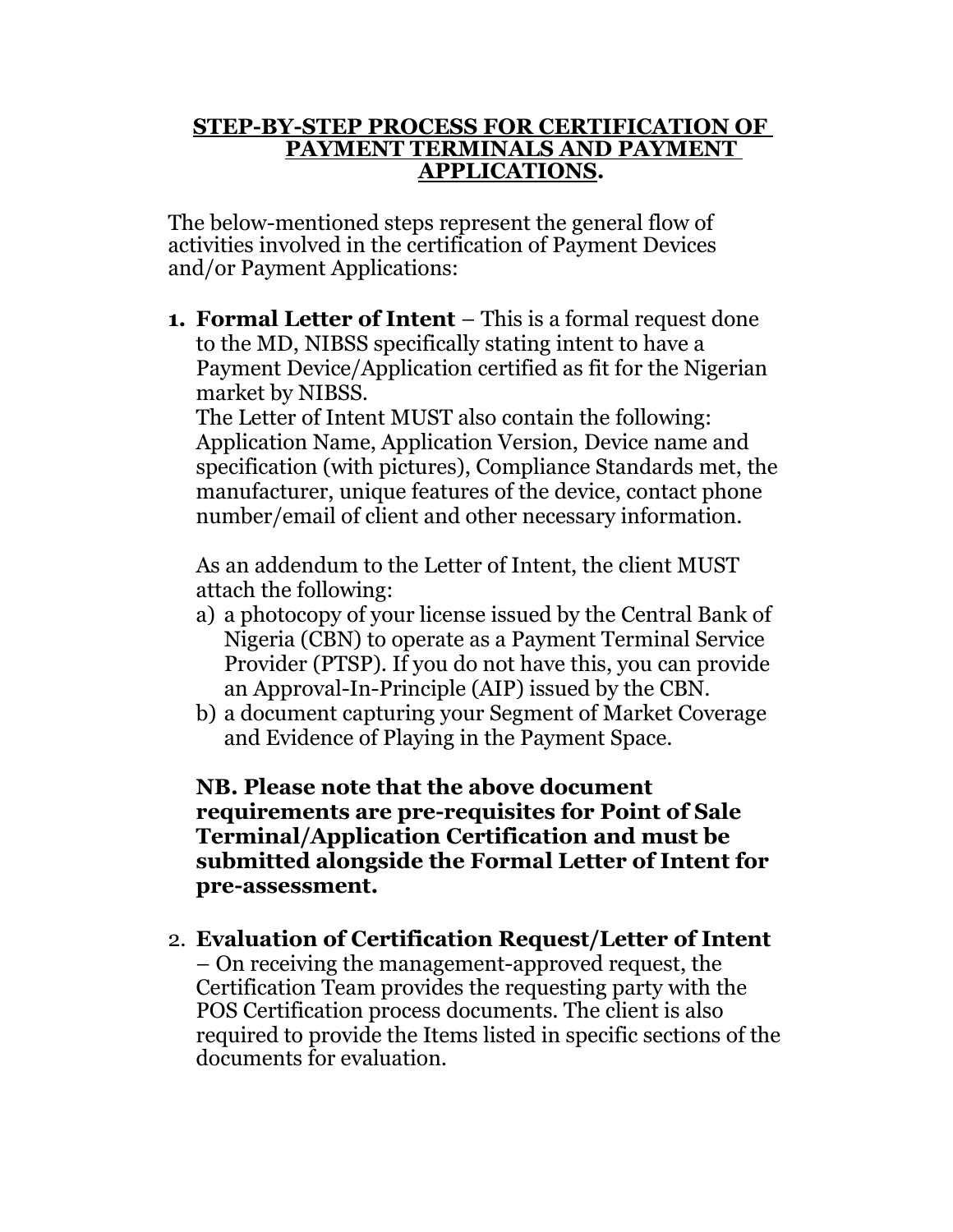# STEP-BY-STEP PROCESS FOR CERTIFICATION OF PAYMENT TERMINALS AND PAYMENT APPLICATIONS.

The below-mentioned steps represent the general flow of activities involved in the certification of Payment Devices and/or Payment Applications:

1. **Formal Letter of Intent** – This is a formal request done to the MD, NIBSS specifically stating intent to have a Payment Device/Application certified as fit for the Nigerian market by NIBSS.
   The Letter of Intent MUST also contain the following: Application Name, Application Version, Device name and specification (with pictures), Compliance Standards met, the manufacturer, unique features of the device, contact phone number/email of client and other necessary information.

   As an addendum to the Letter of Intent, the client MUST attach the following:
   a) a photocopy of your license issued by the Central Bank of Nigeria (CBN) to operate as a Payment Terminal Service Provider (PTSP). If you do not have this, you can provide an Approval-In-Principle (AIP) issued by the CBN.
   b) a document capturing your Segment of Market Coverage and Evidence of Playing in the Payment Space.

   **NB. Please note that the above document requirements are pre-requisites for Point of Sale Terminal/Application Certification and must be submitted alongside the Formal Letter of Intent for pre-assessment.**

2. **Evaluation of Certification Request/Letter of Intent** – On receiving the management-approved request, the Certification Team provides the requesting party with the POS Certification process documents. The client is also required to provide the Items listed in specific sections of the documents for evaluation.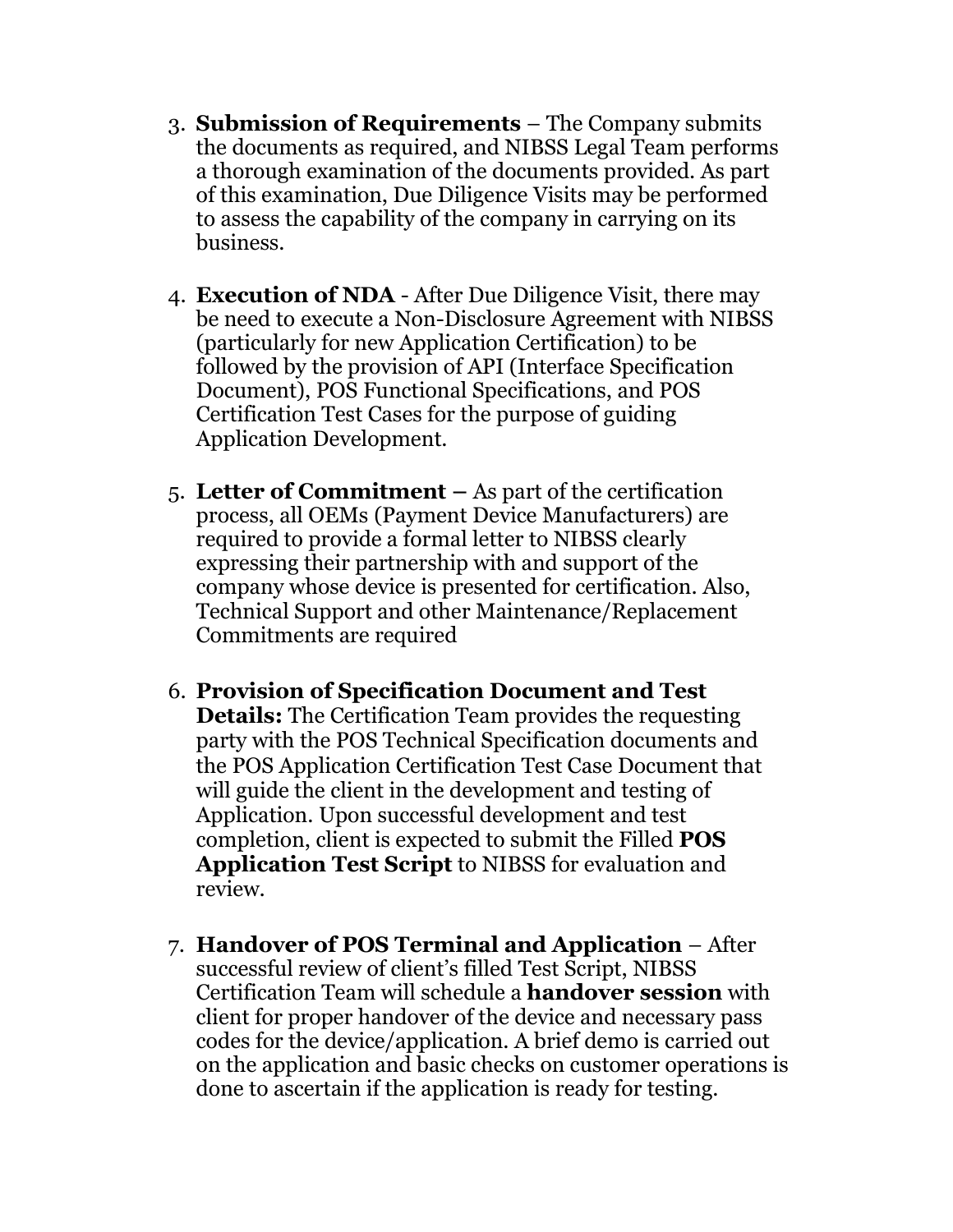3. **Submission of Requirements** – The Company submits the documents as required, and NIBSS Legal Team performs a thorough examination of the documents provided. As part of this examination, Due Diligence Visits may be performed to assess the capability of the company in carrying on its business.

4. **Execution of NDA** - After Due Diligence Visit, there may be need to execute a Non-Disclosure Agreement with NIBSS (particularly for new Application Certification) to be followed by the provision of API (Interface Specification Document), POS Functional Specifications, and POS Certification Test Cases for the purpose of guiding Application Development.

5. **Letter of Commitment –** As part of the certification process, all OEMs (Payment Device Manufacturers) are required to provide a formal letter to NIBSS clearly expressing their partnership with and support of the company whose device is presented for certification. Also, Technical Support and other Maintenance/Replacement Commitments are required

6. **Provision of Specification Document and Test Details:** The Certification Team provides the requesting party with the POS Technical Specification documents and the POS Application Certification Test Case Document that will guide the client in the development and testing of Application. Upon successful development and test completion, client is expected to submit the Filled **POS Application Test Script** to NIBSS for evaluation and review.

7. **Handover of POS Terminal and Application** – After successful review of client's filled Test Script, NIBSS Certification Team will schedule a **handover session** with client for proper handover of the device and necessary pass codes for the device/application. A brief demo is carried out on the application and basic checks on customer operations is done to ascertain if the application is ready for testing.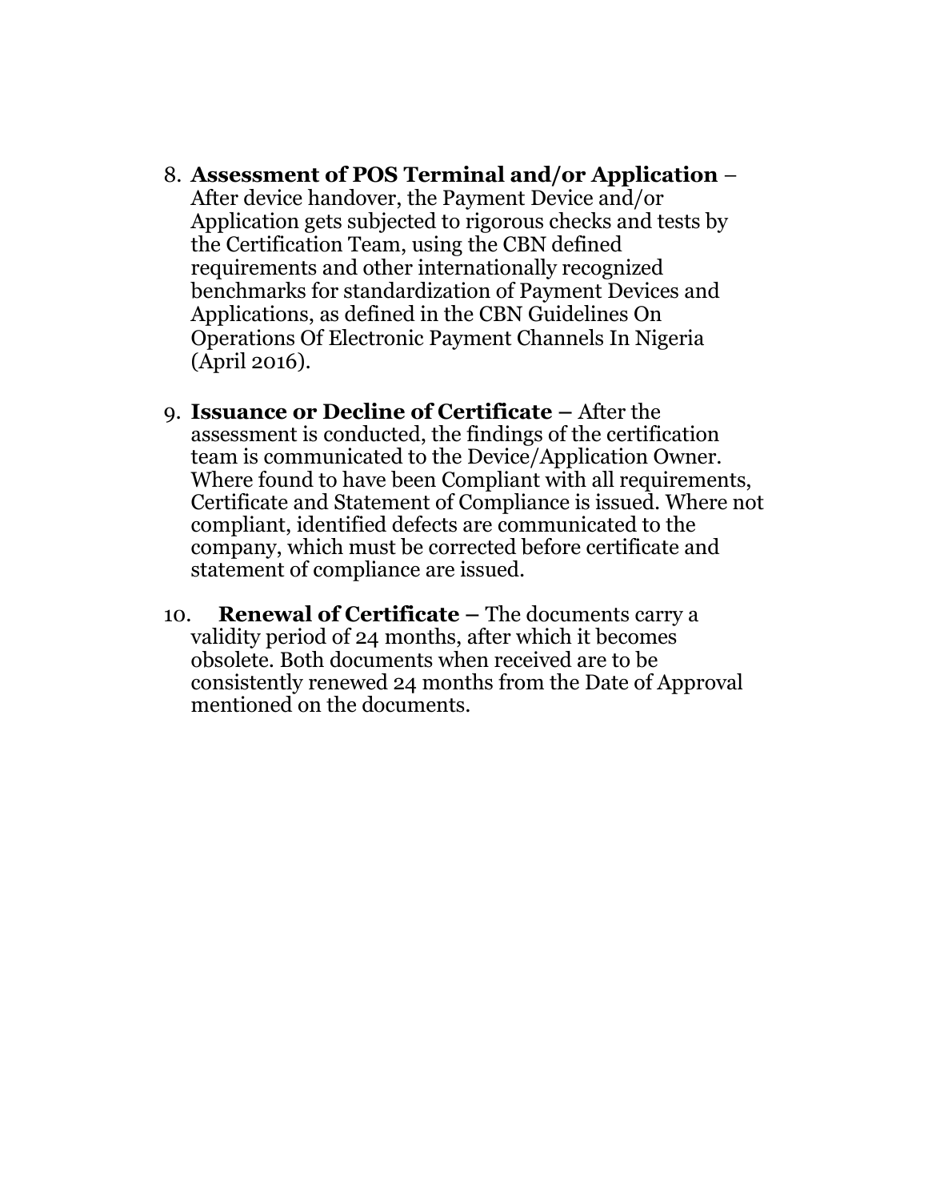8. **Assessment of POS Terminal and/or Application** – After device handover, the Payment Device and/or Application gets subjected to rigorous checks and tests by the Certification Team, using the CBN defined requirements and other internationally recognized benchmarks for standardization of Payment Devices and Applications, as defined in the CBN Guidelines On Operations Of Electronic Payment Channels In Nigeria (April 2016).

9. **Issuance or Decline of Certificate –** After the assessment is conducted, the findings of the certification team is communicated to the Device/Application Owner. Where found to have been Compliant with all requirements, Certificate and Statement of Compliance is issued. Where not compliant, identified defects are communicated to the company, which must be corrected before certificate and statement of compliance are issued.

10. **Renewal of Certificate –** The documents carry a validity period of 24 months, after which it becomes obsolete. Both documents when received are to be consistently renewed 24 months from the Date of Approval mentioned on the documents.